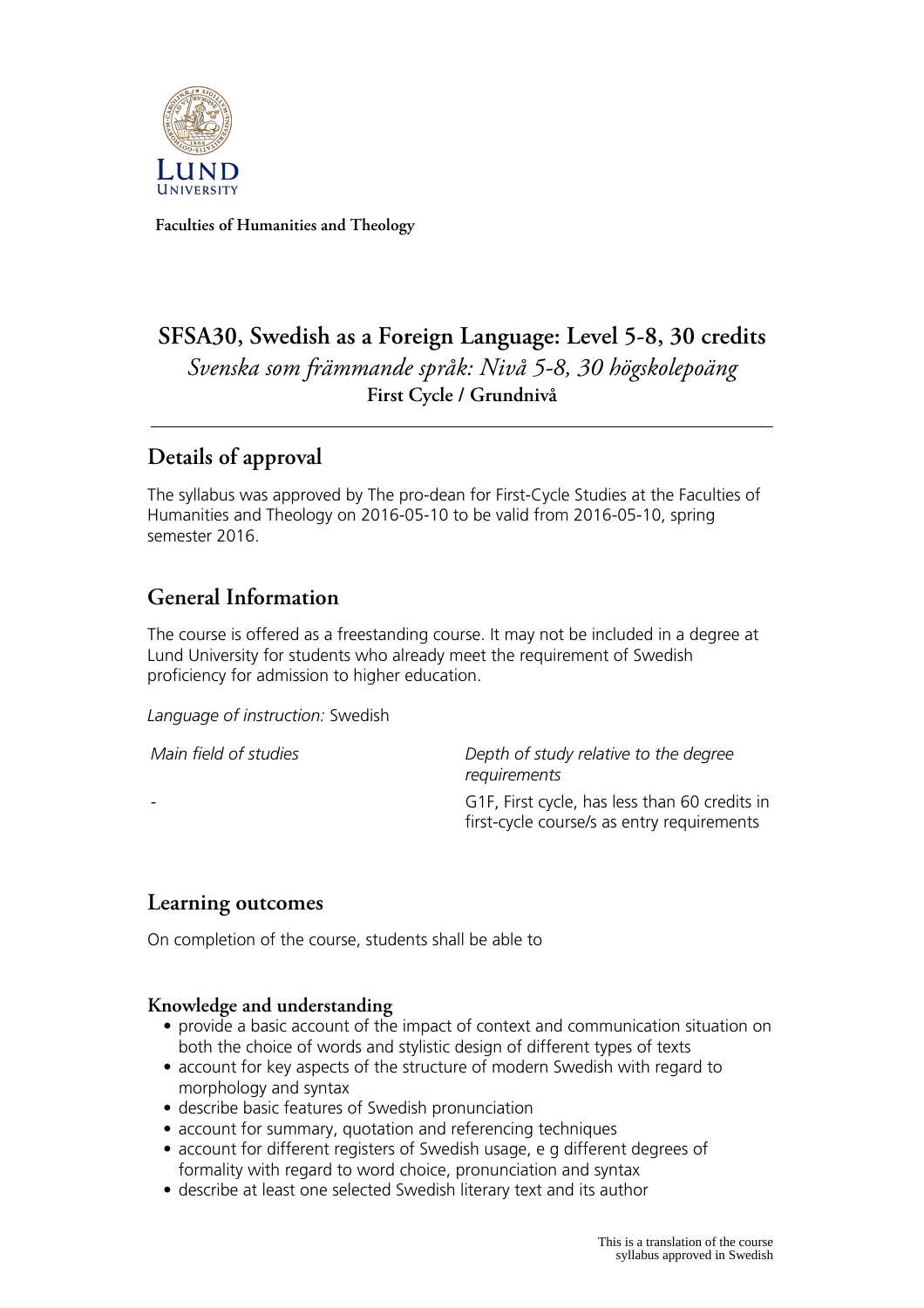Faculties of Humanities and Theology

# SFSA30, Swedish as a Foreign Language: Level 5-8, 30 credits

*Svenska som främmande språk: Nivå 5-8, 30 högskolepoäng*

**First Cycle / Grundnivå**

## Details of approval

The syllabus was approved by The pro-dean for First-Cycle Studies at the Faculties of Humanities and Theology on 2016-05-10 to be valid from 2016-05-10, spring semester 2016.

## General Information

The course is offered as a freestanding course. It may not be included in a degree at Lund University for students who already meet the requirement of Swedish proficiency for admission to higher education.

*Language of instruction:* Swedish

| *Main field of studies* | *Depth of study relative to the degree requirements* |
| --- | --- |
| - | G1F, First cycle, has less than 60 credits in first-cycle course/s as entry requirements |

## Learning outcomes

On completion of the course, students shall be able to

### Knowledge and understanding

- provide a basic account of the impact of context and communication situation on both the choice of words and stylistic design of different types of texts
- account for key aspects of the structure of modern Swedish with regard to morphology and syntax
- describe basic features of Swedish pronunciation
- account for summary, quotation and referencing techniques
- account for different registers of Swedish usage, e g different degrees of formality with regard to word choice, pronunciation and syntax
- describe at least one selected Swedish literary text and its author

This is a translation of the course syllabus approved in Swedish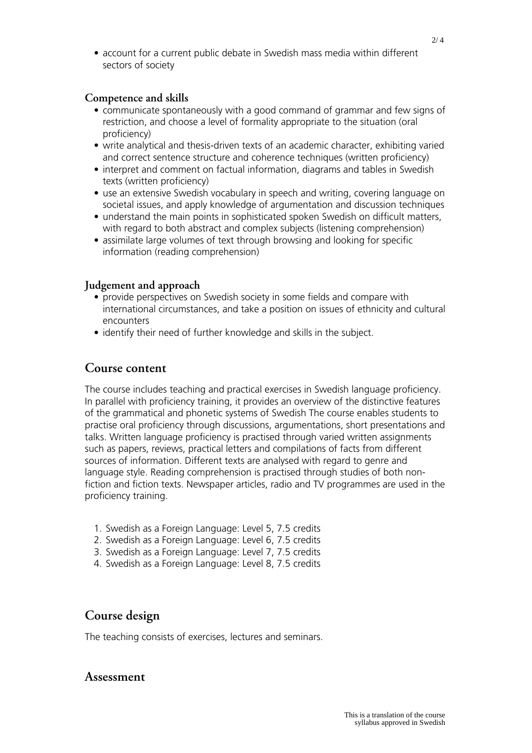- account for a current public debate in Swedish mass media within different sectors of society

### Competence and skills

- communicate spontaneously with a good command of grammar and few signs of restriction, and choose a level of formality appropriate to the situation (oral proficiency)
- write analytical and thesis-driven texts of an academic character, exhibiting varied and correct sentence structure and coherence techniques (written proficiency)
- interpret and comment on factual information, diagrams and tables in Swedish texts (written proficiency)
- use an extensive Swedish vocabulary in speech and writing, covering language on societal issues, and apply knowledge of argumentation and discussion techniques
- understand the main points in sophisticated spoken Swedish on difficult matters, with regard to both abstract and complex subjects (listening comprehension)
- assimilate large volumes of text through browsing and looking for specific information (reading comprehension)

### Judgement and approach

- provide perspectives on Swedish society in some fields and compare with international circumstances, and take a position on issues of ethnicity and cultural encounters
- identify their need of further knowledge and skills in the subject.

## Course content

The course includes teaching and practical exercises in Swedish language proficiency. In parallel with proficiency training, it provides an overview of the distinctive features of the grammatical and phonetic systems of Swedish The course enables students to practise oral proficiency through discussions, argumentations, short presentations and talks. Written language proficiency is practised through varied written assignments such as papers, reviews, practical letters and compilations of facts from different sources of information. Different texts are analysed with regard to genre and language style. Reading comprehension is practised through studies of both non-fiction and fiction texts. Newspaper articles, radio and TV programmes are used in the proficiency training.

1. Swedish as a Foreign Language: Level 5, 7.5 credits
2. Swedish as a Foreign Language: Level 6, 7.5 credits
3. Swedish as a Foreign Language: Level 7, 7.5 credits
4. Swedish as a Foreign Language: Level 8, 7.5 credits

## Course design

The teaching consists of exercises, lectures and seminars.

## Assessment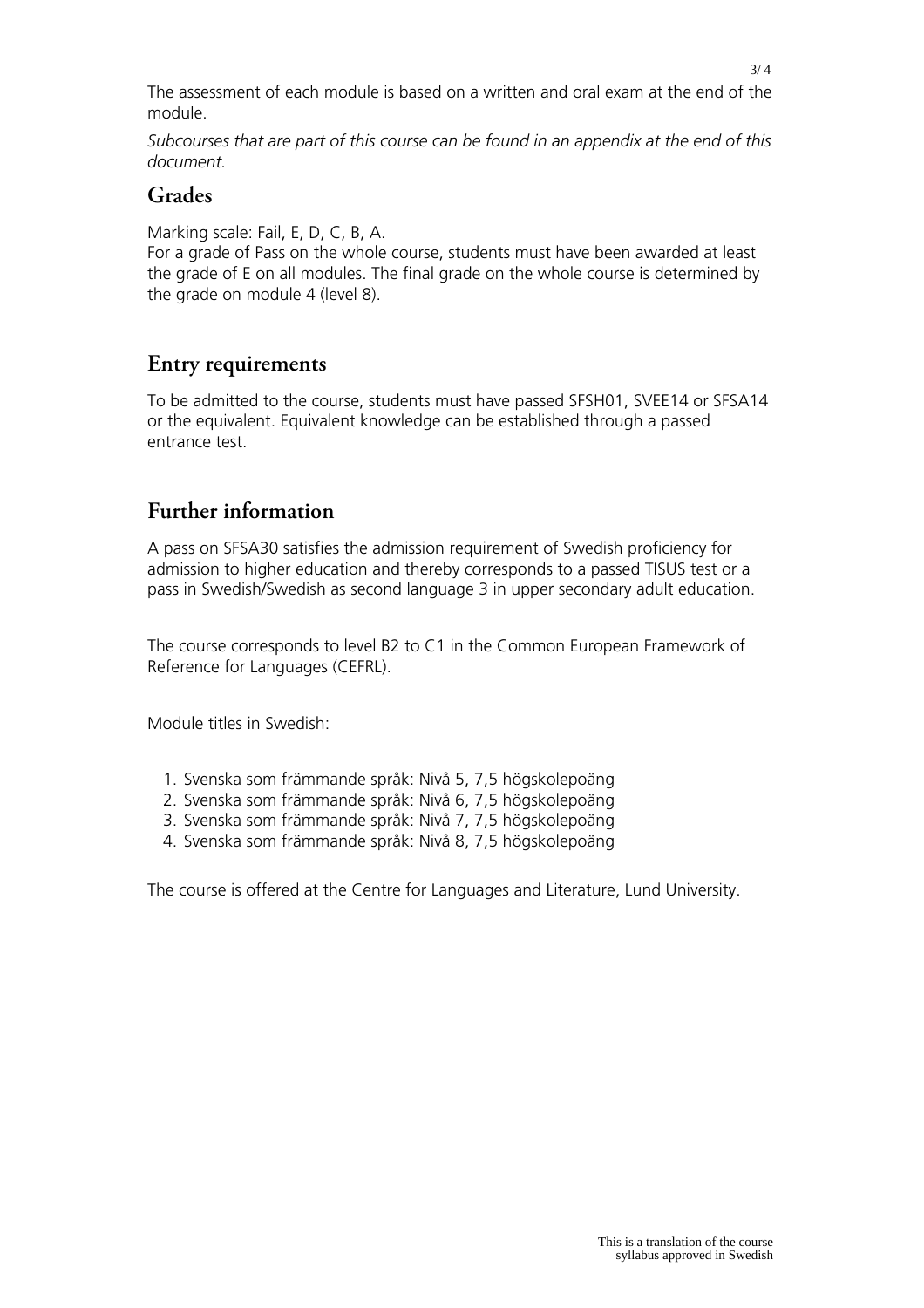The assessment of each module is based on a written and oral exam at the end of the module.

*Subcourses that are part of this course can be found in an appendix at the end of this document.*

## Grades

Marking scale: Fail, E, D, C, B, A.
For a grade of Pass on the whole course, students must have been awarded at least the grade of E on all modules. The final grade on the whole course is determined by the grade on module 4 (level 8).

## Entry requirements

To be admitted to the course, students must have passed SFSH01, SVEE14 or SFSA14 or the equivalent. Equivalent knowledge can be established through a passed entrance test.

## Further information

A pass on SFSA30 satisfies the admission requirement of Swedish proficiency for admission to higher education and thereby corresponds to a passed TISUS test or a pass in Swedish/Swedish as second language 3 in upper secondary adult education.

The course corresponds to level B2 to C1 in the Common European Framework of Reference for Languages (CEFRL).

Module titles in Swedish:

1. Svenska som främmande språk: Nivå 5, 7,5 högskolepoäng
2. Svenska som främmande språk: Nivå 6, 7,5 högskolepoäng
3. Svenska som främmande språk: Nivå 7, 7,5 högskolepoäng
4. Svenska som främmande språk: Nivå 8, 7,5 högskolepoäng

The course is offered at the Centre for Languages and Literature, Lund University.

This is a translation of the course syllabus approved in Swedish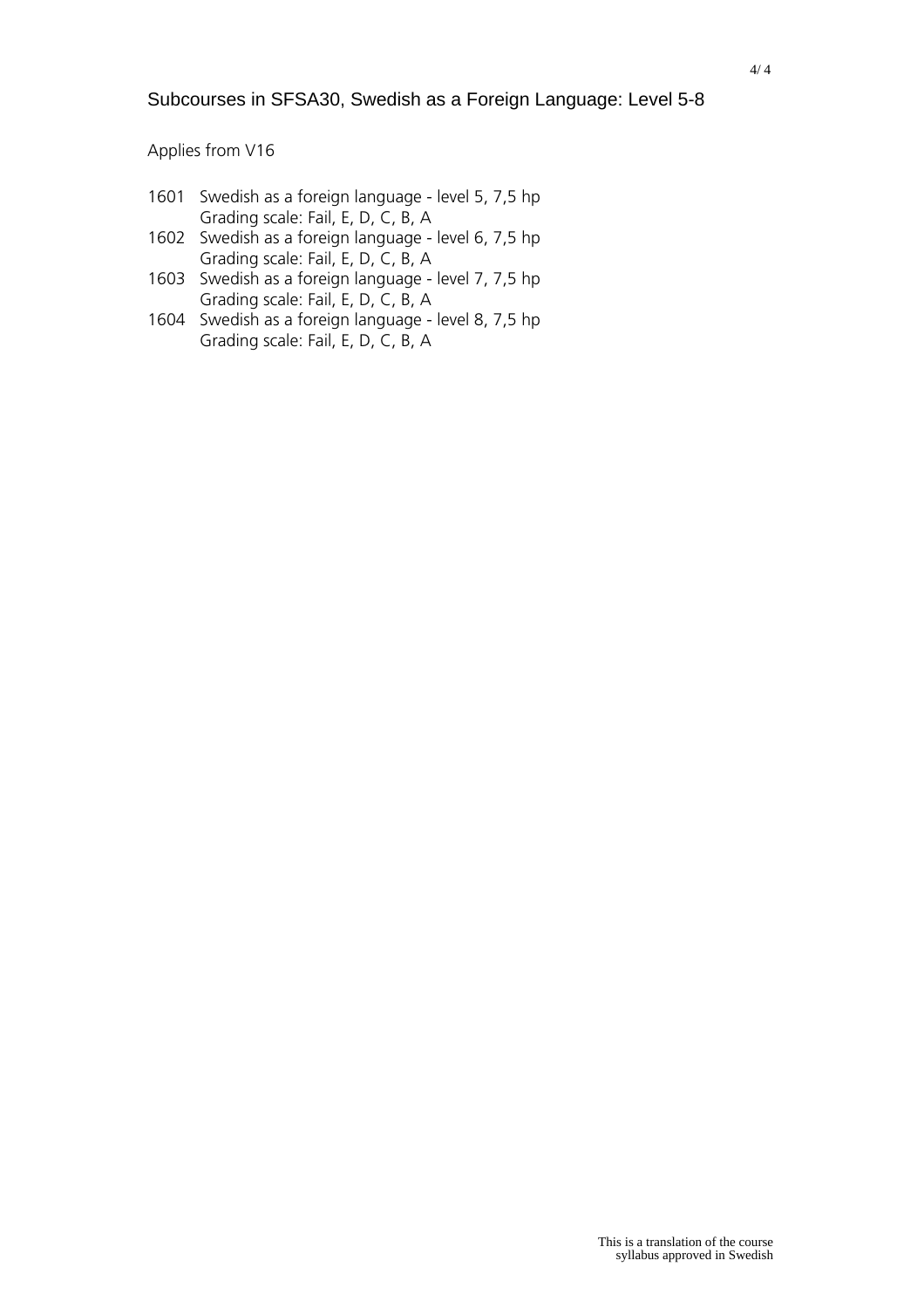## Subcourses in SFSA30, Swedish as a Foreign Language: Level 5-8

Applies from V16

1601 Swedish as a foreign language - level 5, 7,5 hp
Grading scale: Fail, E, D, C, B, A

1602 Swedish as a foreign language - level 6, 7,5 hp
Grading scale: Fail, E, D, C, B, A

1603 Swedish as a foreign language - level 7, 7,5 hp
Grading scale: Fail, E, D, C, B, A

1604 Swedish as a foreign language - level 8, 7,5 hp
Grading scale: Fail, E, D, C, B, A